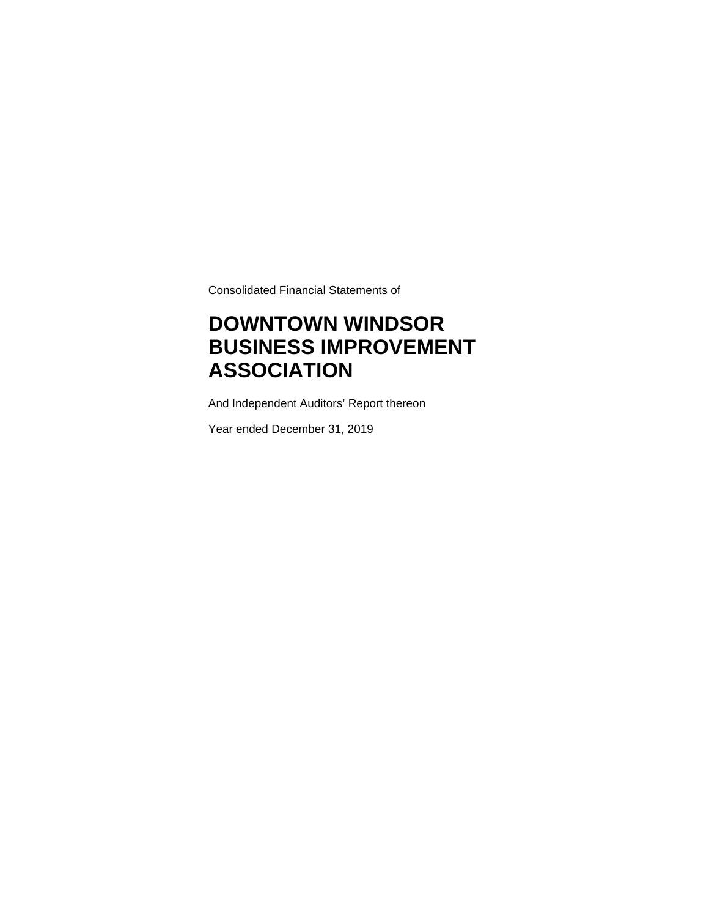Consolidated Financial Statements of

# DOWNTOWN WINDSOR BUSINESS IMPROVEMENT ASSOCIATION

And Independent Auditors' Report thereon

Year ended December 31, 2019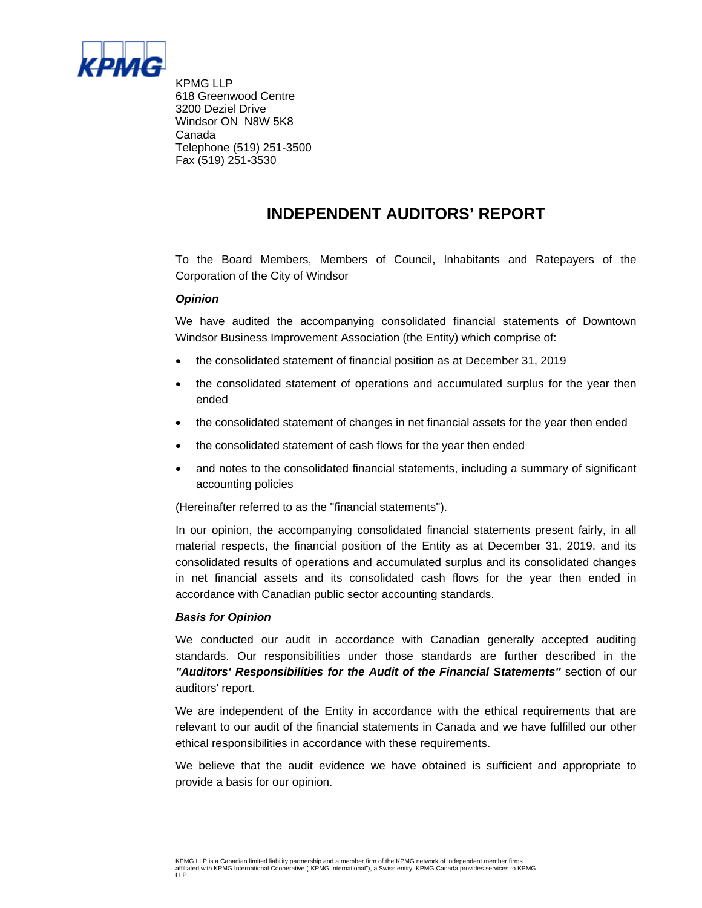KPMG LLP
618 Greenwood Centre
3200 Deziel Drive
Windsor ON N8W 5K8
Canada
Telephone (519) 251-3500
Fax (519) 251-3530

# INDEPENDENT AUDITORS' REPORT

To the Board Members, Members of Council, Inhabitants and Ratepayers of the Corporation of the City of Windsor

### *Opinion*

We have audited the accompanying consolidated financial statements of Downtown Windsor Business Improvement Association (the Entity) which comprise of:

- the consolidated statement of financial position as at December 31, 2019
- the consolidated statement of operations and accumulated surplus for the year then ended
- the consolidated statement of changes in net financial assets for the year then ended
- the consolidated statement of cash flows for the year then ended
- and notes to the consolidated financial statements, including a summary of significant accounting policies

(Hereinafter referred to as the "financial statements").

In our opinion, the accompanying consolidated financial statements present fairly, in all material respects, the financial position of the Entity as at December 31, 2019, and its consolidated results of operations and accumulated surplus and its consolidated changes in net financial assets and its consolidated cash flows for the year then ended in accordance with Canadian public sector accounting standards.

### *Basis for Opinion*

We conducted our audit in accordance with Canadian generally accepted auditing standards. Our responsibilities under those standards are further described in the ***"Auditors' Responsibilities for the Audit of the Financial Statements"*** section of our auditors' report.

We are independent of the Entity in accordance with the ethical requirements that are relevant to our audit of the financial statements in Canada and we have fulfilled our other ethical responsibilities in accordance with these requirements.

We believe that the audit evidence we have obtained is sufficient and appropriate to provide a basis for our opinion.

KPMG LLP is a Canadian limited liability partnership and a member firm of the KPMG network of independent member firms affiliated with KPMG International Cooperative ("KPMG International"), a Swiss entity. KPMG Canada provides services to KPMG LLP.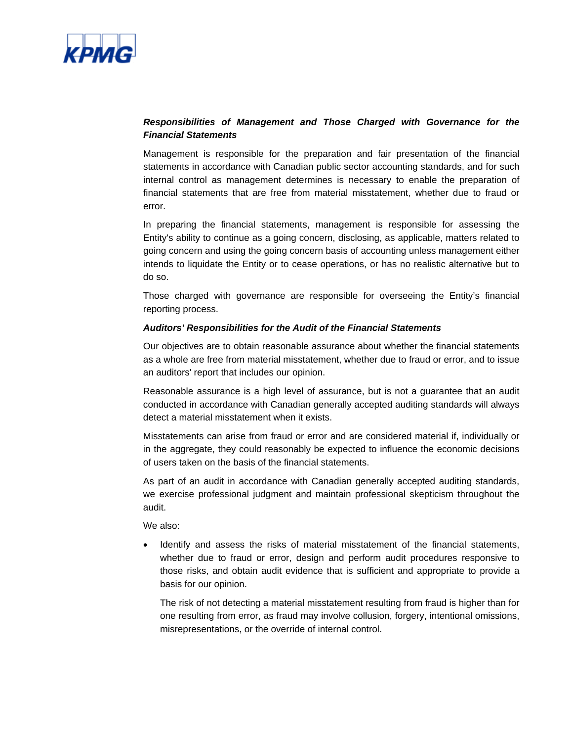***Responsibilities of Management and Those Charged with Governance for the Financial Statements***

Management is responsible for the preparation and fair presentation of the financial statements in accordance with Canadian public sector accounting standards, and for such internal control as management determines is necessary to enable the preparation of financial statements that are free from material misstatement, whether due to fraud or error.

In preparing the financial statements, management is responsible for assessing the Entity's ability to continue as a going concern, disclosing, as applicable, matters related to going concern and using the going concern basis of accounting unless management either intends to liquidate the Entity or to cease operations, or has no realistic alternative but to do so.

Those charged with governance are responsible for overseeing the Entity's financial reporting process.

***Auditors' Responsibilities for the Audit of the Financial Statements***

Our objectives are to obtain reasonable assurance about whether the financial statements as a whole are free from material misstatement, whether due to fraud or error, and to issue an auditors' report that includes our opinion.

Reasonable assurance is a high level of assurance, but is not a guarantee that an audit conducted in accordance with Canadian generally accepted auditing standards will always detect a material misstatement when it exists.

Misstatements can arise from fraud or error and are considered material if, individually or in the aggregate, they could reasonably be expected to influence the economic decisions of users taken on the basis of the financial statements.

As part of an audit in accordance with Canadian generally accepted auditing standards, we exercise professional judgment and maintain professional skepticism throughout the audit.

We also:

- Identify and assess the risks of material misstatement of the financial statements, whether due to fraud or error, design and perform audit procedures responsive to those risks, and obtain audit evidence that is sufficient and appropriate to provide a basis for our opinion.

  The risk of not detecting a material misstatement resulting from fraud is higher than for one resulting from error, as fraud may involve collusion, forgery, intentional omissions, misrepresentations, or the override of internal control.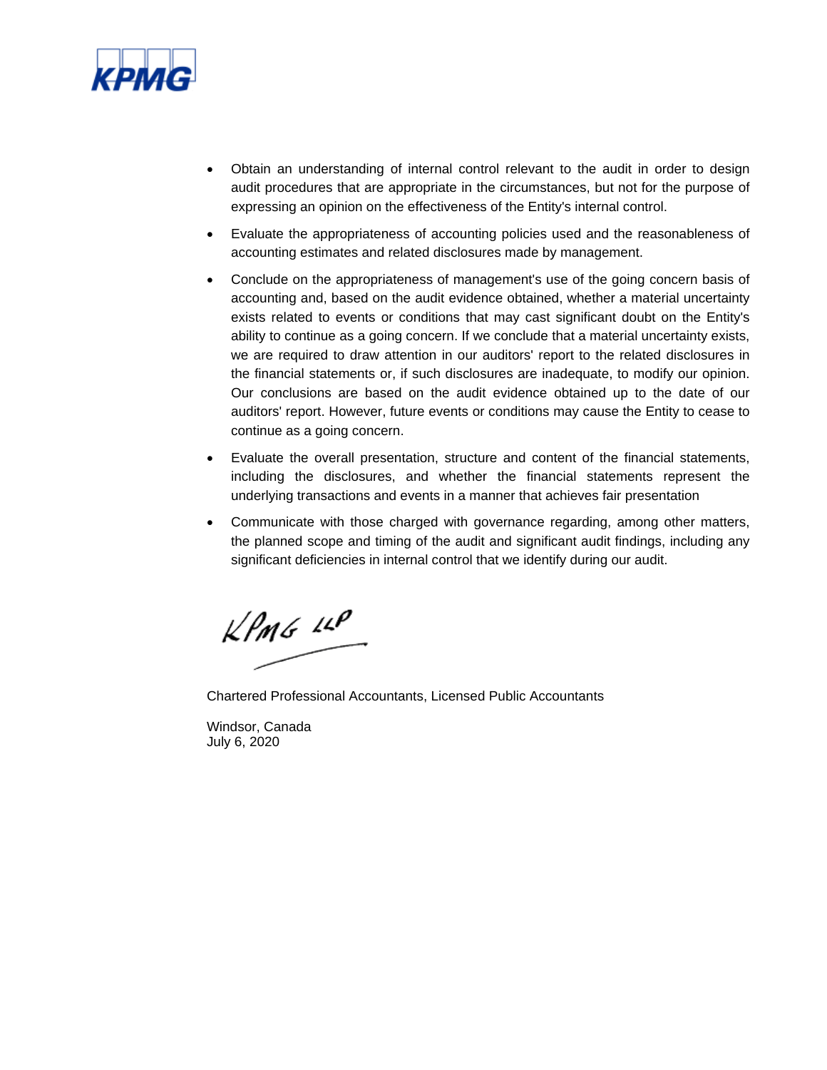- Obtain an understanding of internal control relevant to the audit in order to design audit procedures that are appropriate in the circumstances, but not for the purpose of expressing an opinion on the effectiveness of the Entity's internal control.
- Evaluate the appropriateness of accounting policies used and the reasonableness of accounting estimates and related disclosures made by management.
- Conclude on the appropriateness of management's use of the going concern basis of accounting and, based on the audit evidence obtained, whether a material uncertainty exists related to events or conditions that may cast significant doubt on the Entity's ability to continue as a going concern. If we conclude that a material uncertainty exists, we are required to draw attention in our auditors' report to the related disclosures in the financial statements or, if such disclosures are inadequate, to modify our opinion. Our conclusions are based on the audit evidence obtained up to the date of our auditors' report. However, future events or conditions may cause the Entity to cease to continue as a going concern.
- Evaluate the overall presentation, structure and content of the financial statements, including the disclosures, and whether the financial statements represent the underlying transactions and events in a manner that achieves fair presentation
- Communicate with those charged with governance regarding, among other matters, the planned scope and timing of the audit and significant audit findings, including any significant deficiencies in internal control that we identify during our audit.

KPMG LLP

Chartered Professional Accountants, Licensed Public Accountants

Windsor, Canada
July 6, 2020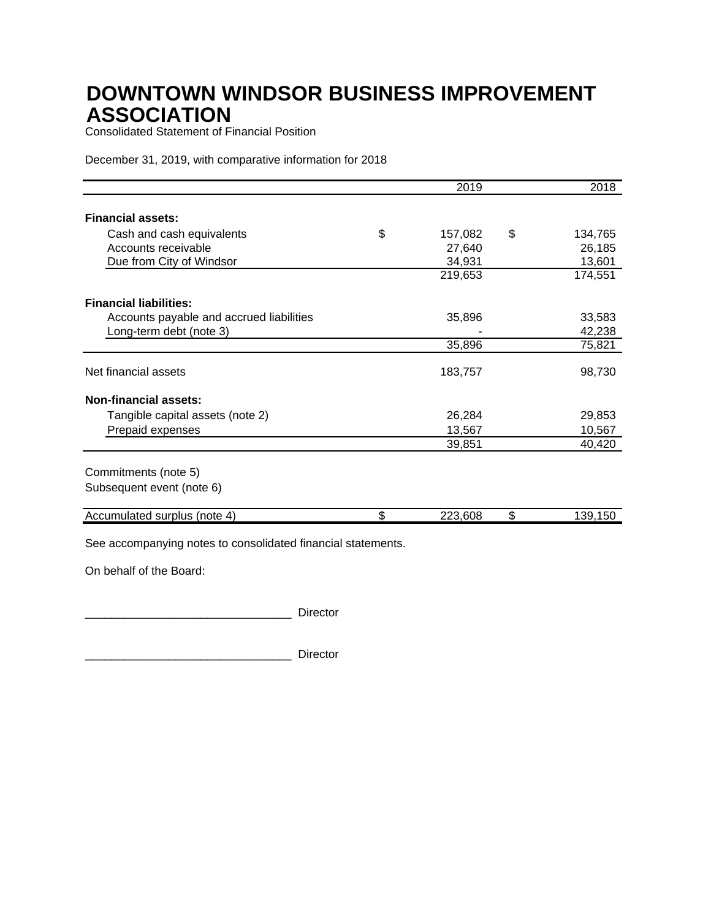# DOWNTOWN WINDSOR BUSINESS IMPROVEMENT ASSOCIATION

Consolidated Statement of Financial Position

December 31, 2019, with comparative information for 2018

| | | 2019 | | 2018 |
|---|---|---|---|---|
| **Financial assets:** | | | | |
| Cash and cash equivalents | $ | 157,082 | $ | 134,765 |
| Accounts receivable | | 27,640 | | 26,185 |
| Due from City of Windsor | | 34,931 | | 13,601 |
| | | 219,653 | | 174,551 |
| **Financial liabilities:** | | | | |
| Accounts payable and accrued liabilities | | 35,896 | | 33,583 |
| Long-term debt (note 3) | | - | | 42,238 |
| | | 35,896 | | 75,821 |
| Net financial assets | | 183,757 | | 98,730 |
| **Non-financial assets:** | | | | |
| Tangible capital assets (note 2) | | 26,284 | | 29,853 |
| Prepaid expenses | | 13,567 | | 10,567 |
| | | 39,851 | | 40,420 |
| Commitments (note 5) | | | | |
| Subsequent event (note 6) | | | | |
| Accumulated surplus (note 4) | $ | 223,608 | $ | 139,150 |

See accompanying notes to consolidated financial statements.

On behalf of the Board:

________________________________ Director

________________________________ Director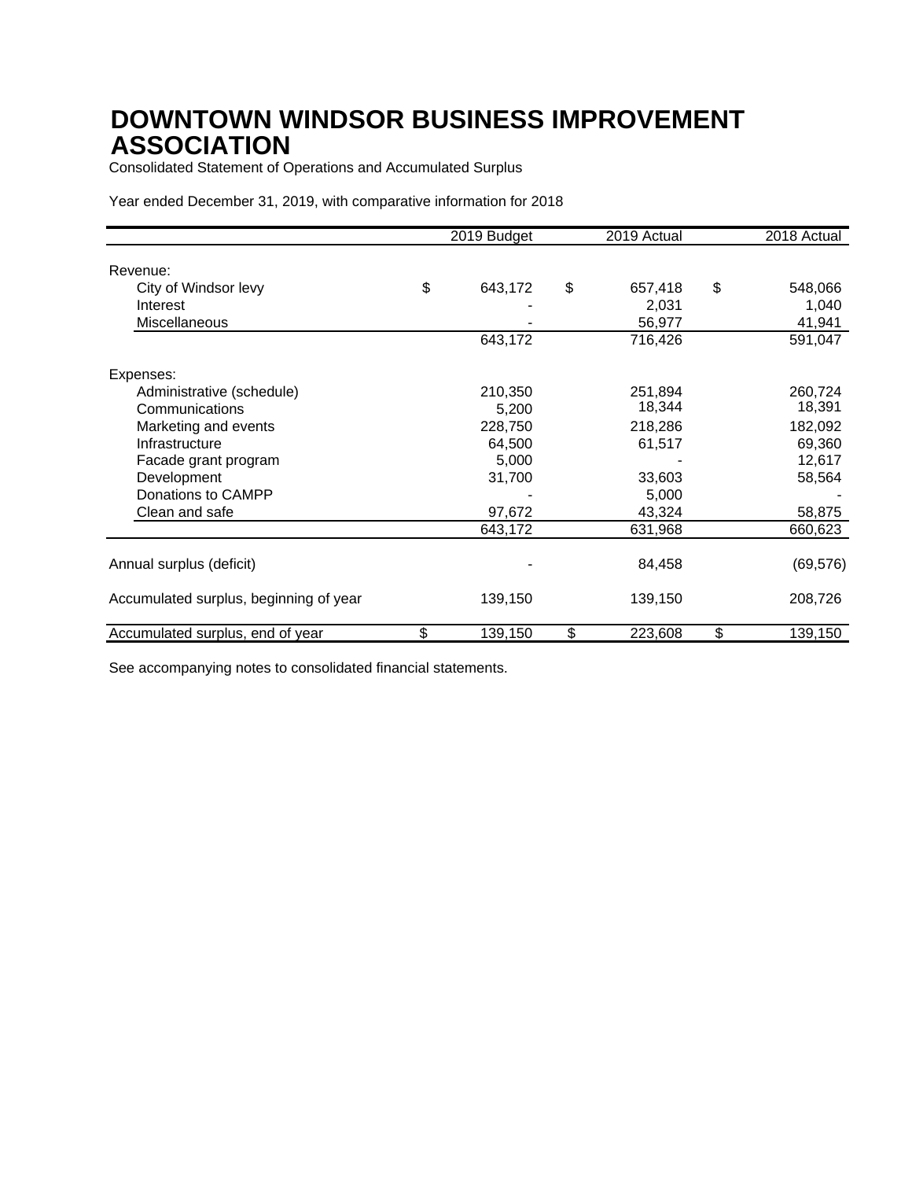# DOWNTOWN WINDSOR BUSINESS IMPROVEMENT ASSOCIATION

Consolidated Statement of Operations and Accumulated Surplus

Year ended December 31, 2019, with comparative information for 2018

| | 2019 Budget | 2019 Actual | 2018 Actual |
|---|---|---|---|
| Revenue: | | | |
| City of Windsor levy | $ 643,172 | $ 657,418 | $ 548,066 |
| Interest | - | 2,031 | 1,040 |
| Miscellaneous | - | 56,977 | 41,941 |
| | 643,172 | 716,426 | 591,047 |
| Expenses: | | | |
| Administrative (schedule) | 210,350 | 251,894 | 260,724 |
| Communications | 5,200 | 18,344 | 18,391 |
| Marketing and events | 228,750 | 218,286 | 182,092 |
| Infrastructure | 64,500 | 61,517 | 69,360 |
| Facade grant program | 5,000 | - | 12,617 |
| Development | 31,700 | 33,603 | 58,564 |
| Donations to CAMPP | - | 5,000 | - |
| Clean and safe | 97,672 | 43,324 | 58,875 |
| | 643,172 | 631,968 | 660,623 |
| Annual surplus (deficit) | - | 84,458 | (69,576) |
| Accumulated surplus, beginning of year | 139,150 | 139,150 | 208,726 |
| Accumulated surplus, end of year | $ 139,150 | $ 223,608 | $ 139,150 |

See accompanying notes to consolidated financial statements.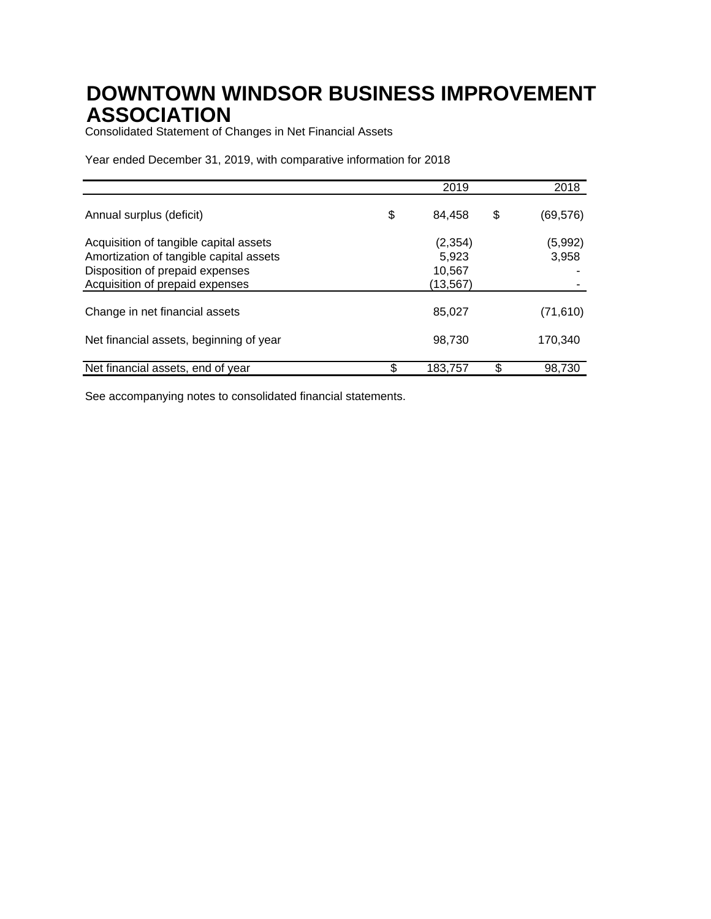# DOWNTOWN WINDSOR BUSINESS IMPROVEMENT ASSOCIATION

Consolidated Statement of Changes in Net Financial Assets

Year ended December 31, 2019, with comparative information for 2018

| | 2019 | 2018 |
|---|---|---|
| Annual surplus (deficit) | $ 84,458 | $ (69,576) |
| Acquisition of tangible capital assets | (2,354) | (5,992) |
| Amortization of tangible capital assets | 5,923 | 3,958 |
| Disposition of prepaid expenses | 10,567 | - |
| Acquisition of prepaid expenses | (13,567) | - |
| Change in net financial assets | 85,027 | (71,610) |
| Net financial assets, beginning of year | 98,730 | 170,340 |
| Net financial assets, end of year | $ 183,757 | $ 98,730 |

See accompanying notes to consolidated financial statements.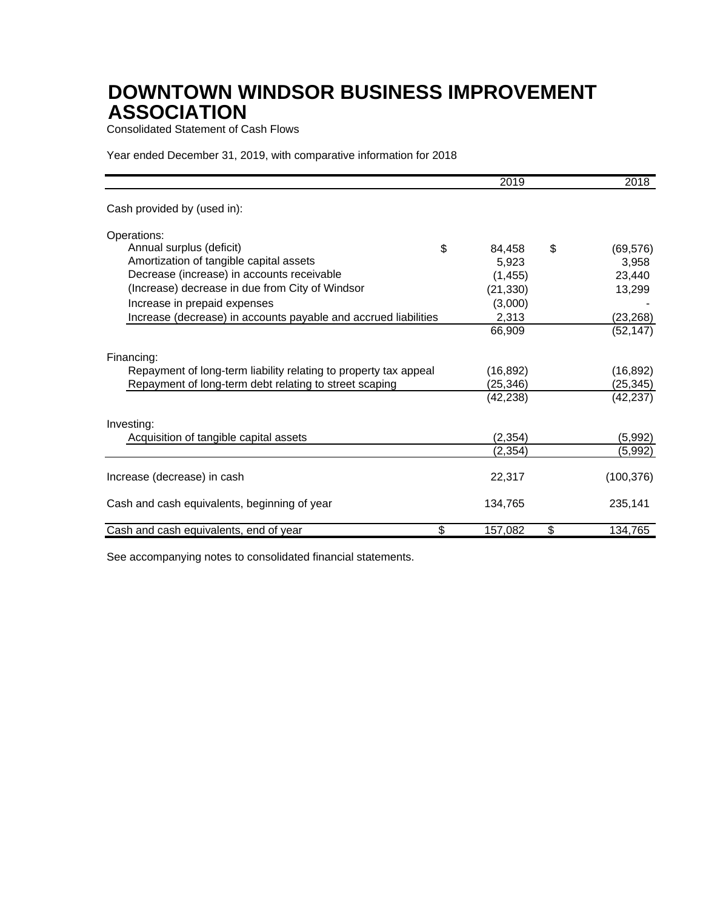# DOWNTOWN WINDSOR BUSINESS IMPROVEMENT ASSOCIATION

Consolidated Statement of Cash Flows

Year ended December 31, 2019, with comparative information for 2018

| | 2019 | 2018 |
|---|---|---|
| Cash provided by (used in): | | |
| Operations: | | |
| Annual surplus (deficit) | $ 84,458 | $ (69,576) |
| Amortization of tangible capital assets | 5,923 | 3,958 |
| Decrease (increase) in accounts receivable | (1,455) | 23,440 |
| (Increase) decrease in due from City of Windsor | (21,330) | 13,299 |
| Increase in prepaid expenses | (3,000) | - |
| Increase (decrease) in accounts payable and accrued liabilities | 2,313 | (23,268) |
| | 66,909 | (52,147) |
| Financing: | | |
| Repayment of long-term liability relating to property tax appeal | (16,892) | (16,892) |
| Repayment of long-term debt relating to street scaping | (25,346) | (25,345) |
| | (42,238) | (42,237) |
| Investing: | | |
| Acquisition of tangible capital assets | (2,354) | (5,992) |
| | (2,354) | (5,992) |
| Increase (decrease) in cash | 22,317 | (100,376) |
| Cash and cash equivalents, beginning of year | 134,765 | 235,141 |
| Cash and cash equivalents, end of year | $ 157,082 | $ 134,765 |

See accompanying notes to consolidated financial statements.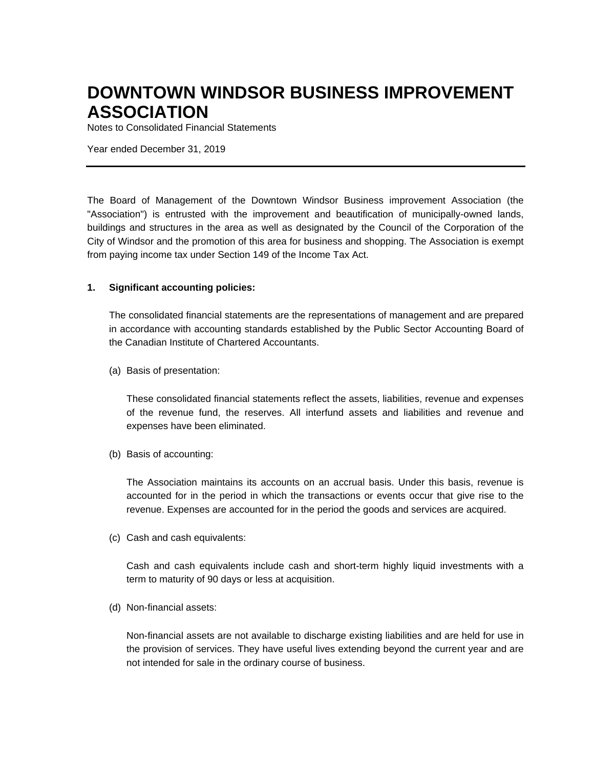# DOWNTOWN WINDSOR BUSINESS IMPROVEMENT ASSOCIATION

Notes to Consolidated Financial Statements

Year ended December 31, 2019

---

The Board of Management of the Downtown Windsor Business improvement Association (the "Association") is entrusted with the improvement and beautification of municipally-owned lands, buildings and structures in the area as well as designated by the Council of the Corporation of the City of Windsor and the promotion of this area for business and shopping. The Association is exempt from paying income tax under Section 149 of the Income Tax Act.

**1. Significant accounting policies:**

The consolidated financial statements are the representations of management and are prepared in accordance with accounting standards established by the Public Sector Accounting Board of the Canadian Institute of Chartered Accountants.

(a) Basis of presentation:

These consolidated financial statements reflect the assets, liabilities, revenue and expenses of the revenue fund, the reserves. All interfund assets and liabilities and revenue and expenses have been eliminated.

(b) Basis of accounting:

The Association maintains its accounts on an accrual basis. Under this basis, revenue is accounted for in the period in which the transactions or events occur that give rise to the revenue. Expenses are accounted for in the period the goods and services are acquired.

(c) Cash and cash equivalents:

Cash and cash equivalents include cash and short-term highly liquid investments with a term to maturity of 90 days or less at acquisition.

(d) Non-financial assets:

Non-financial assets are not available to discharge existing liabilities and are held for use in the provision of services. They have useful lives extending beyond the current year and are not intended for sale in the ordinary course of business.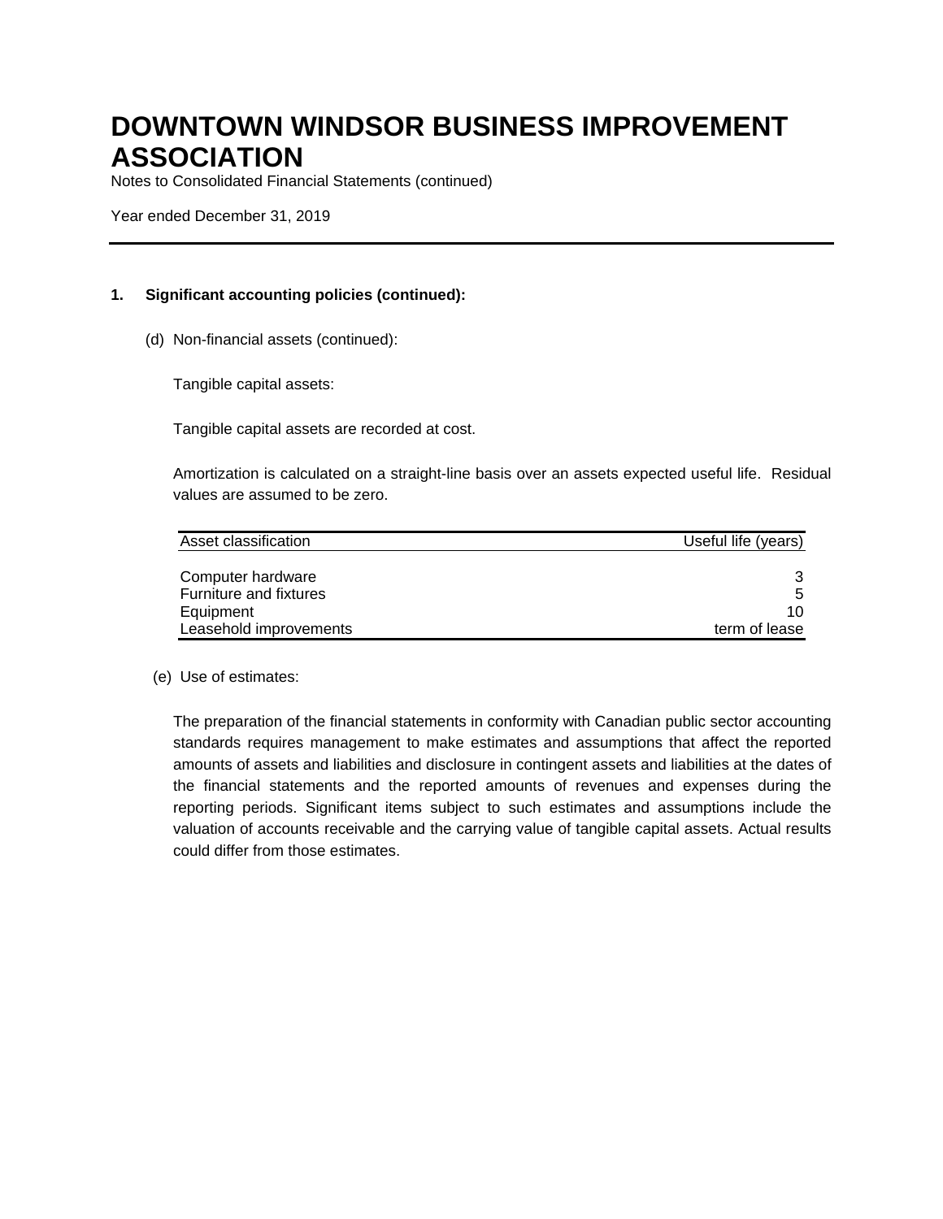# DOWNTOWN WINDSOR BUSINESS IMPROVEMENT ASSOCIATION

Notes to Consolidated Financial Statements (continued)

Year ended December 31, 2019

**1. Significant accounting policies (continued):**

(d) Non-financial assets (continued):

Tangible capital assets:

Tangible capital assets are recorded at cost.

Amortization is calculated on a straight-line basis over an assets expected useful life. Residual values are assumed to be zero.

| Asset classification | Useful life (years) |
|---|---|
| Computer hardware | 3 |
| Furniture and fixtures | 5 |
| Equipment | 10 |
| Leasehold improvements | term of lease |

(e) Use of estimates:

The preparation of the financial statements in conformity with Canadian public sector accounting standards requires management to make estimates and assumptions that affect the reported amounts of assets and liabilities and disclosure in contingent assets and liabilities at the dates of the financial statements and the reported amounts of revenues and expenses during the reporting periods. Significant items subject to such estimates and assumptions include the valuation of accounts receivable and the carrying value of tangible capital assets. Actual results could differ from those estimates.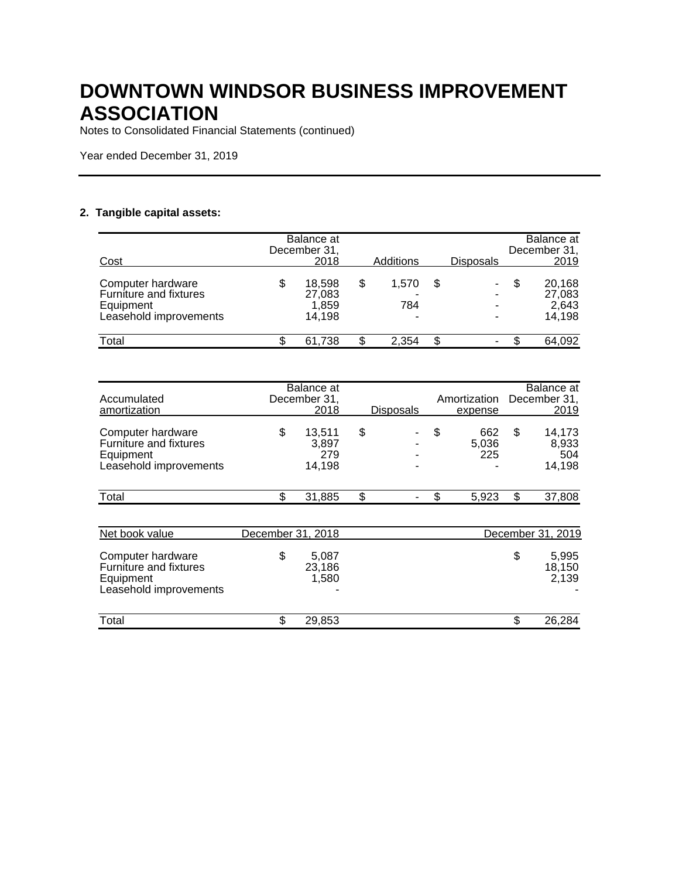# DOWNTOWN WINDSOR BUSINESS IMPROVEMENT ASSOCIATION

Notes to Consolidated Financial Statements (continued)

Year ended December 31, 2019

## 2. Tangible capital assets:

| Cost | Balance at December 31, 2018 | Additions | Disposals | Balance at December 31, 2019 |
|---|---|---|---|---|
| Computer hardware | $ 18,598 | $ 1,570 | $ - | $ 20,168 |
| Furniture and fixtures | 27,083 | - | - | 27,083 |
| Equipment | 1,859 | 784 | - | 2,643 |
| Leasehold improvements | 14,198 | - | - | 14,198 |
| Total | $ 61,738 | $ 2,354 | $ - | $ 64,092 |

| Accumulated amortization | Balance at December 31, 2018 | Disposals | Amortization expense | Balance at December 31, 2019 |
|---|---|---|---|---|
| Computer hardware | $ 13,511 | $ - | $ 662 | $ 14,173 |
| Furniture and fixtures | 3,897 | - | 5,036 | 8,933 |
| Equipment | 279 | - | 225 | 504 |
| Leasehold improvements | 14,198 | - | - | 14,198 |
| Total | $ 31,885 | $ - | $ 5,923 | $ 37,808 |

| Net book value | December 31, 2018 | December 31, 2019 |
|---|---|---|
| Computer hardware | $ 5,087 | $ 5,995 |
| Furniture and fixtures | 23,186 | 18,150 |
| Equipment | 1,580 | 2,139 |
| Leasehold improvements | - | - |
| Total | $ 29,853 | $ 26,284 |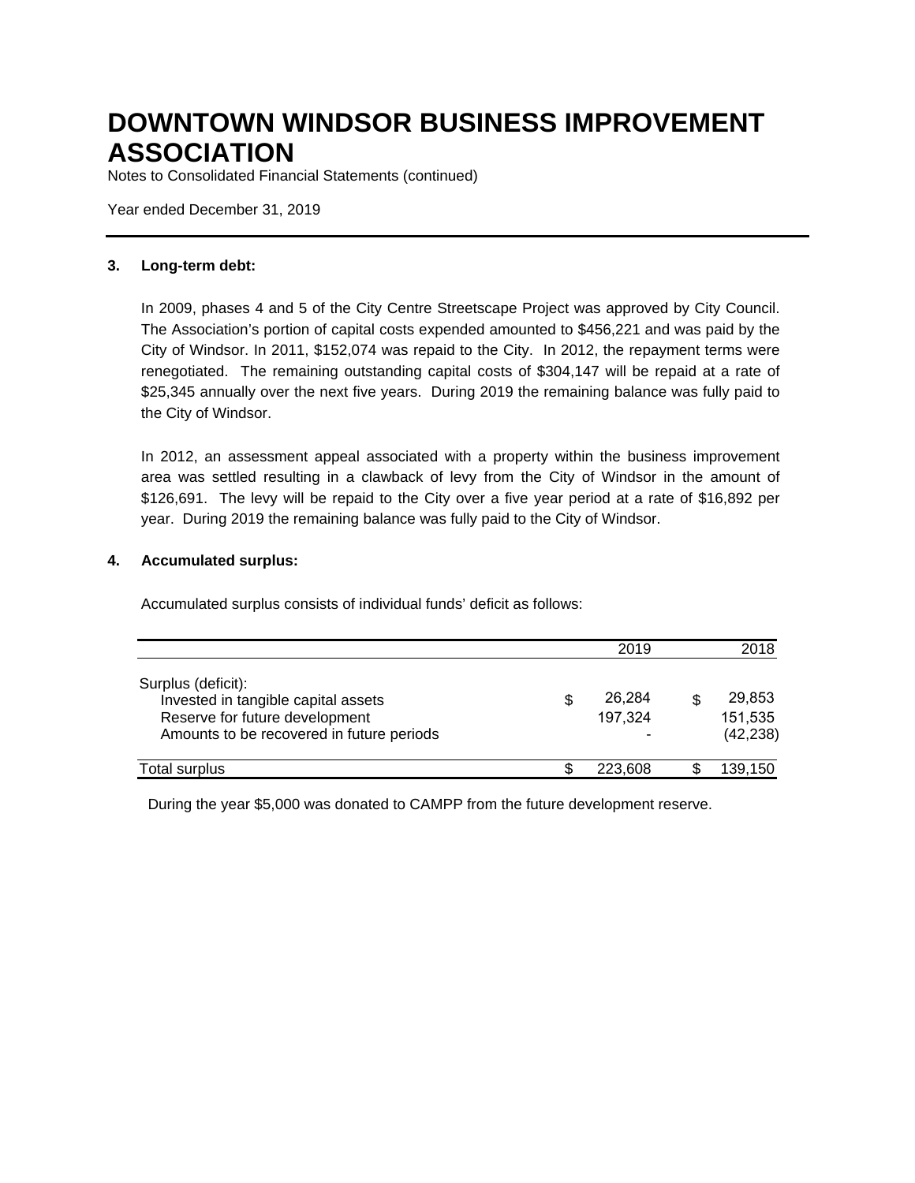# DOWNTOWN WINDSOR BUSINESS IMPROVEMENT ASSOCIATION

Notes to Consolidated Financial Statements (continued)

Year ended December 31, 2019

**3. Long-term debt:**

In 2009, phases 4 and 5 of the City Centre Streetscape Project was approved by City Council. The Association's portion of capital costs expended amounted to $456,221 and was paid by the City of Windsor. In 2011, $152,074 was repaid to the City. In 2012, the repayment terms were renegotiated. The remaining outstanding capital costs of $304,147 will be repaid at a rate of $25,345 annually over the next five years. During 2019 the remaining balance was fully paid to the City of Windsor.

In 2012, an assessment appeal associated with a property within the business improvement area was settled resulting in a clawback of levy from the City of Windsor in the amount of $126,691. The levy will be repaid to the City over a five year period at a rate of $16,892 per year. During 2019 the remaining balance was fully paid to the City of Windsor.

**4. Accumulated surplus:**

Accumulated surplus consists of individual funds' deficit as follows:

| | 2019 | 2018 |
|---|---|---|
| Surplus (deficit): | | |
| Invested in tangible capital assets | $ 26,284 | $ 29,853 |
| Reserve for future development | 197,324 | 151,535 |
| Amounts to be recovered in future periods | - | (42,238) |
| Total surplus | $ 223,608 | $ 139,150 |

During the year $5,000 was donated to CAMPP from the future development reserve.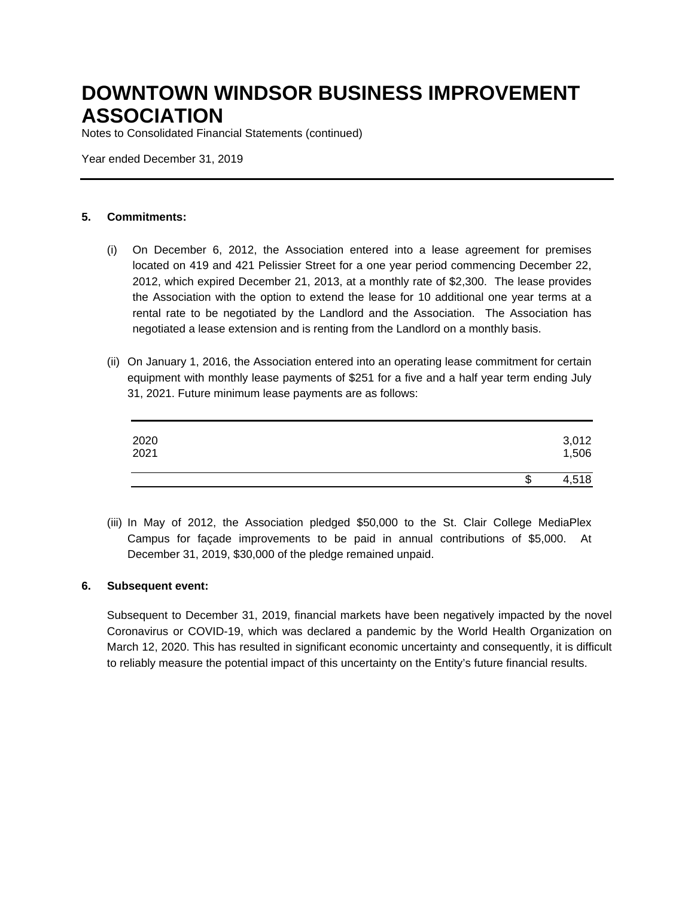# DOWNTOWN WINDSOR BUSINESS IMPROVEMENT ASSOCIATION

Notes to Consolidated Financial Statements (continued)

Year ended December 31, 2019

## 5. Commitments:

(i) On December 6, 2012, the Association entered into a lease agreement for premises located on 419 and 421 Pelissier Street for a one year period commencing December 22, 2012, which expired December 21, 2013, at a monthly rate of $2,300. The lease provides the Association with the option to extend the lease for 10 additional one year terms at a rental rate to be negotiated by the Landlord and the Association. The Association has negotiated a lease extension and is renting from the Landlord on a monthly basis.

(ii) On January 1, 2016, the Association entered into an operating lease commitment for certain equipment with monthly lease payments of $251 for a five and a half year term ending July 31, 2021. Future minimum lease payments are as follows:

| | |
|---|---|
| 2020 | 3,012 |
| 2021 | 1,506 |
| | $ 4,518 |

(iii) In May of 2012, the Association pledged $50,000 to the St. Clair College MediaPlex Campus for façade improvements to be paid in annual contributions of $5,000. At December 31, 2019, $30,000 of the pledge remained unpaid.

## 6. Subsequent event:

Subsequent to December 31, 2019, financial markets have been negatively impacted by the novel Coronavirus or COVID-19, which was declared a pandemic by the World Health Organization on March 12, 2020. This has resulted in significant economic uncertainty and consequently, it is difficult to reliably measure the potential impact of this uncertainty on the Entity's future financial results.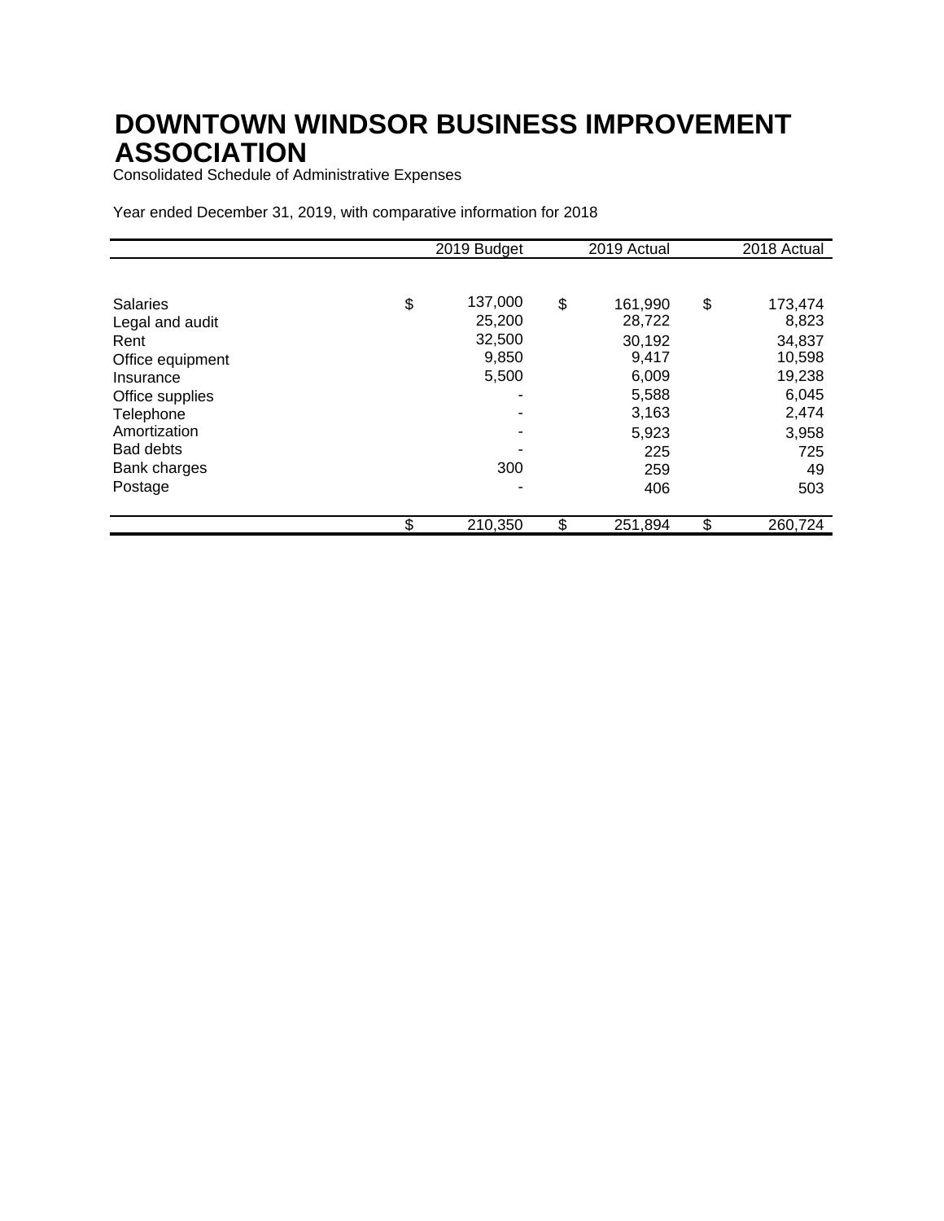# DOWNTOWN WINDSOR BUSINESS IMPROVEMENT ASSOCIATION

Consolidated Schedule of Administrative Expenses

Year ended December 31, 2019, with comparative information for 2018

| | 2019 Budget | 2019 Actual | 2018 Actual |
|---|---|---|---|
| Salaries | $ 137,000 | $ 161,990 | $ 173,474 |
| Legal and audit | 25,200 | 28,722 | 8,823 |
| Rent | 32,500 | 30,192 | 34,837 |
| Office equipment | 9,850 | 9,417 | 10,598 |
| Insurance | 5,500 | 6,009 | 19,238 |
| Office supplies | - | 5,588 | 6,045 |
| Telephone | - | 3,163 | 2,474 |
| Amortization | - | 5,923 | 3,958 |
| Bad debts | - | 225 | 725 |
| Bank charges | 300 | 259 | 49 |
| Postage | - | 406 | 503 |
| | $ 210,350 | $ 251,894 | $ 260,724 |